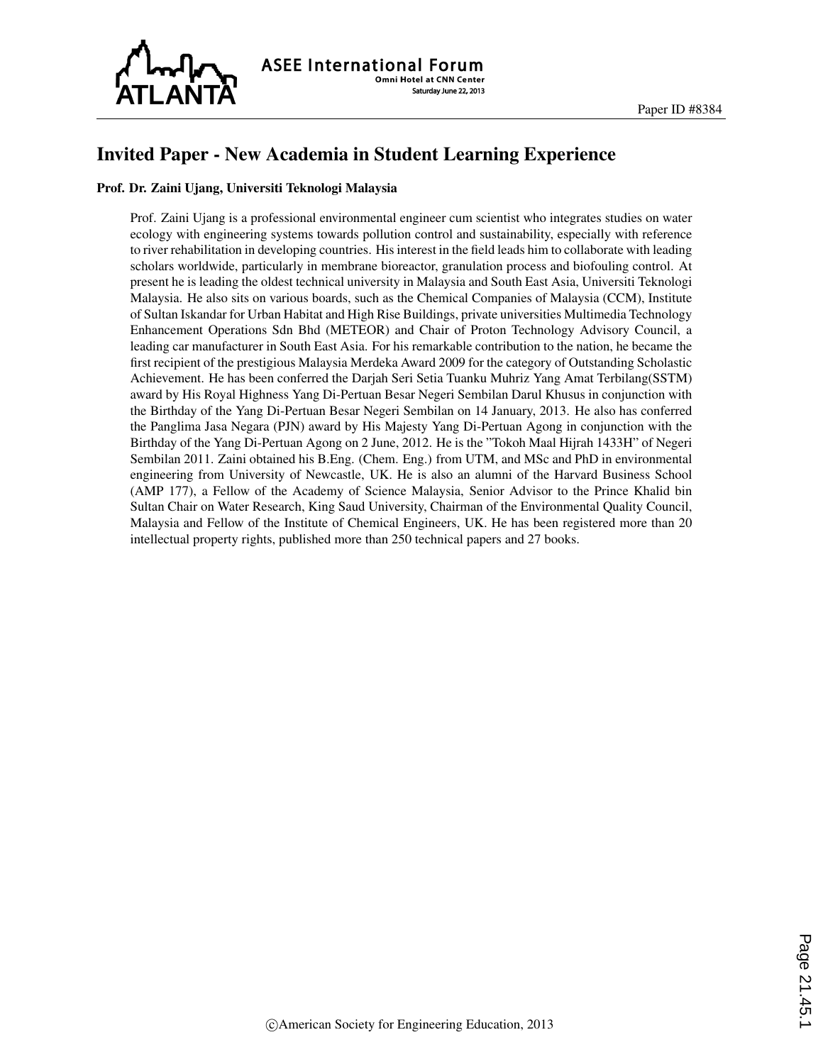# Invited Paper - New Academia in Student Learning Experience

**Prof. Dr. Zaini Ujang, Universiti Teknologi Malaysia**

Prof. Zaini Ujang is a professional environmental engineer cum scientist who integrates studies on water ecology with engineering systems towards pollution control and sustainability, especially with reference to river rehabilitation in developing countries. His interest in the field leads him to collaborate with leading scholars worldwide, particularly in membrane bioreactor, granulation process and biofouling control. At present he is leading the oldest technical university in Malaysia and South East Asia, Universiti Teknologi Malaysia. He also sits on various boards, such as the Chemical Companies of Malaysia (CCM), Institute of Sultan Iskandar for Urban Habitat and High Rise Buildings, private universities Multimedia Technology Enhancement Operations Sdn Bhd (METEOR) and Chair of Proton Technology Advisory Council, a leading car manufacturer in South East Asia. For his remarkable contribution to the nation, he became the first recipient of the prestigious Malaysia Merdeka Award 2009 for the category of Outstanding Scholastic Achievement. He has been conferred the Darjah Seri Setia Tuanku Muhriz Yang Amat Terbilang(SSTM) award by His Royal Highness Yang Di-Pertuan Besar Negeri Sembilan Darul Khusus in conjunction with the Birthday of the Yang Di-Pertuan Besar Negeri Sembilan on 14 January, 2013. He also has conferred the Panglima Jasa Negara (PJN) award by His Majesty Yang Di-Pertuan Agong in conjunction with the Birthday of the Yang Di-Pertuan Agong on 2 June, 2012. He is the "Tokoh Maal Hijrah 1433H" of Negeri Sembilan 2011. Zaini obtained his B.Eng. (Chem. Eng.) from UTM, and MSc and PhD in environmental engineering from University of Newcastle, UK. He is also an alumni of the Harvard Business School (AMP 177), a Fellow of the Academy of Science Malaysia, Senior Advisor to the Prince Khalid bin Sultan Chair on Water Research, King Saud University, Chairman of the Environmental Quality Council, Malaysia and Fellow of the Institute of Chemical Engineers, UK. He has been registered more than 20 intellectual property rights, published more than 250 technical papers and 27 books.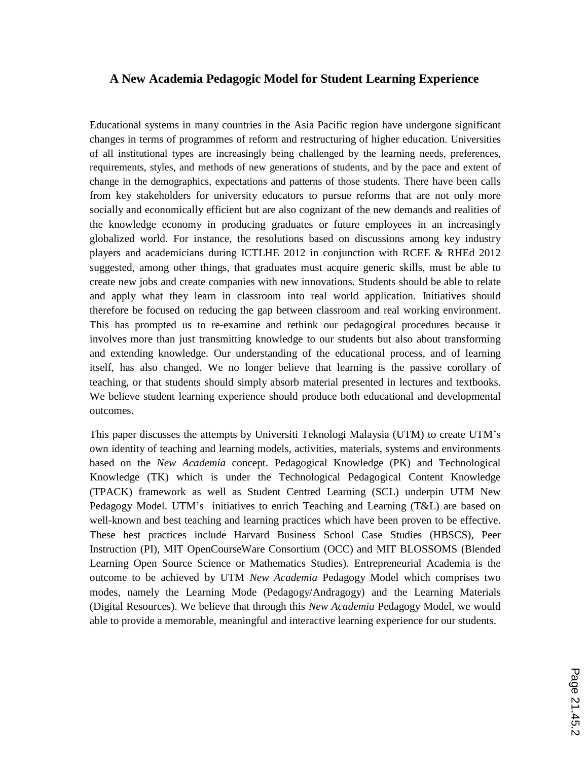## A New Academia Pedagogic Model for Student Learning Experience

Educational systems in many countries in the Asia Pacific region have undergone significant changes in terms of programmes of reform and restructuring of higher education. Universities of all institutional types are increasingly being challenged by the learning needs, preferences, requirements, styles, and methods of new generations of students, and by the pace and extent of change in the demographics, expectations and patterns of those students. There have been calls from key stakeholders for university educators to pursue reforms that are not only more socially and economically efficient but are also cognizant of the new demands and realities of the knowledge economy in producing graduates or future employees in an increasingly globalized world. For instance, the resolutions based on discussions among key industry players and academicians during ICTLHE 2012 in conjunction with RCEE & RHEd 2012 suggested, among other things, that graduates must acquire generic skills, must be able to create new jobs and create companies with new innovations. Students should be able to relate and apply what they learn in classroom into real world application. Initiatives should therefore be focused on reducing the gap between classroom and real working environment. This has prompted us to re-examine and rethink our pedagogical procedures because it involves more than just transmitting knowledge to our students but also about transforming and extending knowledge. Our understanding of the educational process, and of learning itself, has also changed. We no longer believe that learning is the passive corollary of teaching, or that students should simply absorb material presented in lectures and textbooks. We believe student learning experience should produce both educational and developmental outcomes.

This paper discusses the attempts by Universiti Teknologi Malaysia (UTM) to create UTM's own identity of teaching and learning models, activities, materials, systems and environments based on the *New Academia* concept. Pedagogical Knowledge (PK) and Technological Knowledge (TK) which is under the Technological Pedagogical Content Knowledge (TPACK) framework as well as Student Centred Learning (SCL) underpin UTM New Pedagogy Model. UTM's initiatives to enrich Teaching and Learning (T&L) are based on well-known and best teaching and learning practices which have been proven to be effective. These best practices include Harvard Business School Case Studies (HBSCS), Peer Instruction (PI), MIT OpenCourseWare Consortium (OCC) and MIT BLOSSOMS (Blended Learning Open Source Science or Mathematics Studies). Entrepreneurial Academia is the outcome to be achieved by UTM *New Academia* Pedagogy Model which comprises two modes, namely the Learning Mode (Pedagogy/Andragogy) and the Learning Materials (Digital Resources). We believe that through this *New Academia* Pedagogy Model, we would able to provide a memorable, meaningful and interactive learning experience for our students.